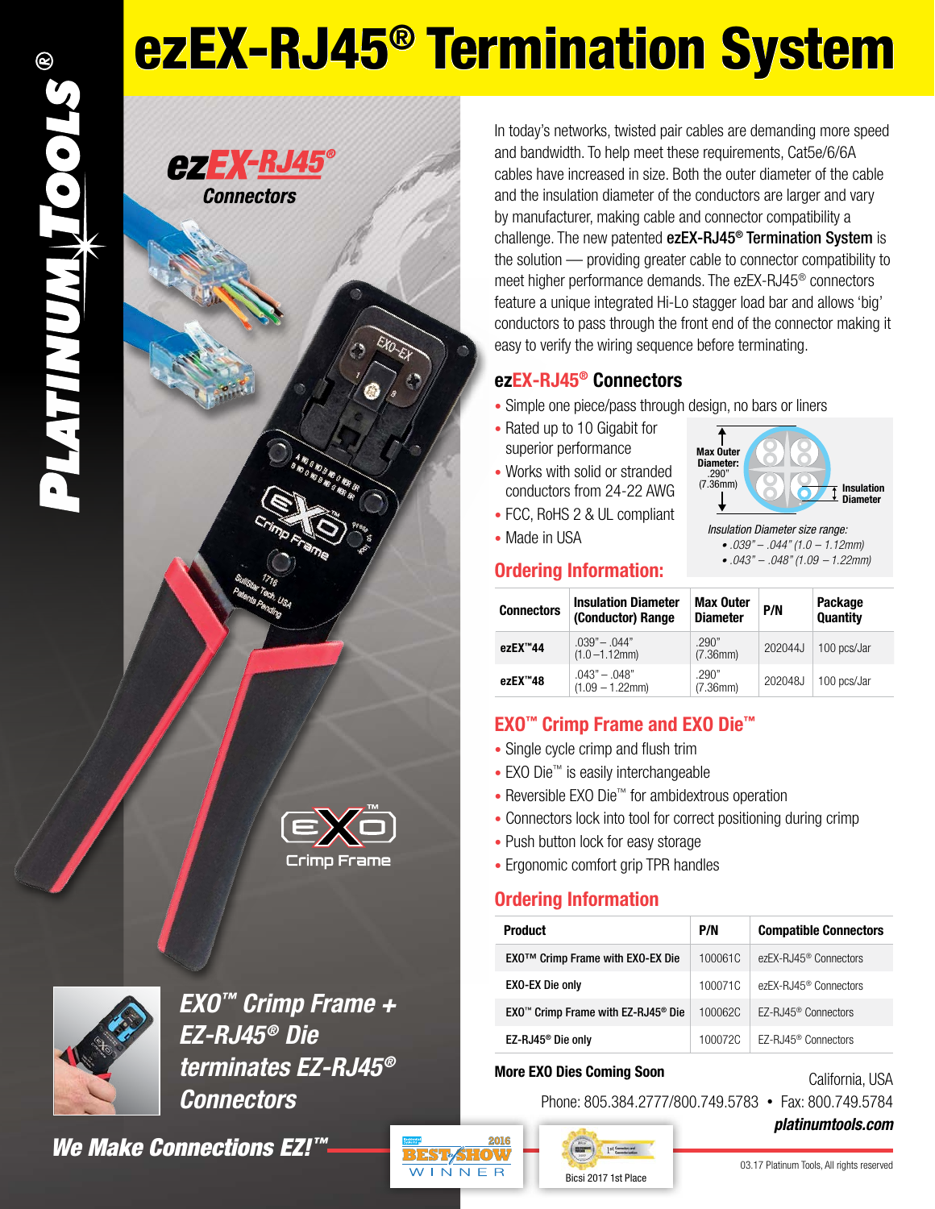# ezEX-RJ45® Termination System

PLATINUM TOOLS®

ezEX-RJ45® Connectors

In today's networks, twisted pair cables are demanding more speed and bandwidth. To help meet these requirements, Cat5e/6/6A cables have increased in size. Both the outer diameter of the cable and the insulation diameter of the conductors are larger and vary by manufacturer, making cable and connector compatibility a challenge. The new patented **ezEX-RJ45® Termination System** is the solution — providing greater cable to connector compatibility to meet higher performance demands. The ezEX-RJ45® connectors feature a unique integrated Hi-Lo stagger load bar and allows 'big' conductors to pass through the front end of the connector making it easy to verify the wiring sequence before terminating.

## ezEX-RJ45® Connectors

- Simple one piece/pass through design, no bars or liners
- Rated up to 10 Gigabit for superior performance
- Works with solid or stranded conductors from 24-22 AWG
- FCC, RoHS 2 & UL compliant
- Made in USA

Max Outer Diameter: .290" (7.36mm)

Insulation Diameter

*Insulation Diameter size range:*
- *.039" – .044" (1.0 – 1.12mm)*
- *.043" – .048" (1.09 – 1.22mm)*

## Ordering Information:

| Connectors | Insulation Diameter (Conductor) Range | Max Outer Diameter | P/N | Package Quantity |
|---|---|---|---|---|
| **ezEX™44** | .039" – .044" (1.0 –1.12mm) | .290" (7.36mm) | 202044J | 100 pcs/Jar |
| **ezEX™48** | .043" – .048" (1.09 – 1.22mm) | .290" (7.36mm) | 202048J | 100 pcs/Jar |

## EXO™ Crimp Frame and EXO Die™

- Single cycle crimp and flush trim
- EXO Die™ is easily interchangeable
- Reversible EXO Die™ for ambidextrous operation
- Connectors lock into tool for correct positioning during crimp
- Push button lock for easy storage
- Ergonomic comfort grip TPR handles

## Ordering Information

| Product | P/N | Compatible Connectors |
|---|---|---|
| EXO™ Crimp Frame with EXO-EX Die | 100061C | ezEX-RJ45® Connectors |
| EXO-EX Die only | 100071C | ezEX-RJ45® Connectors |
| EXO™ Crimp Frame with EZ-RJ45® Die | 100062C | EZ-RJ45® Connectors |
| EZ-RJ45® Die only | 100072C | EZ-RJ45® Connectors |

**More EXO Dies Coming Soon**

EXO™ Crimp Frame

***EXO™ Crimp Frame + EZ-RJ45® Die terminates EZ-RJ45® Connectors***

***We Make Connections EZ!™***

2016 BEST OF SHOW WINNER

Bicsi 2017 1st Place

California, USA
Phone: 805.384.2777/800.749.5783 • Fax: 800.749.5784
***platinumtools.com***

03.17 Platinum Tools, All rights reserved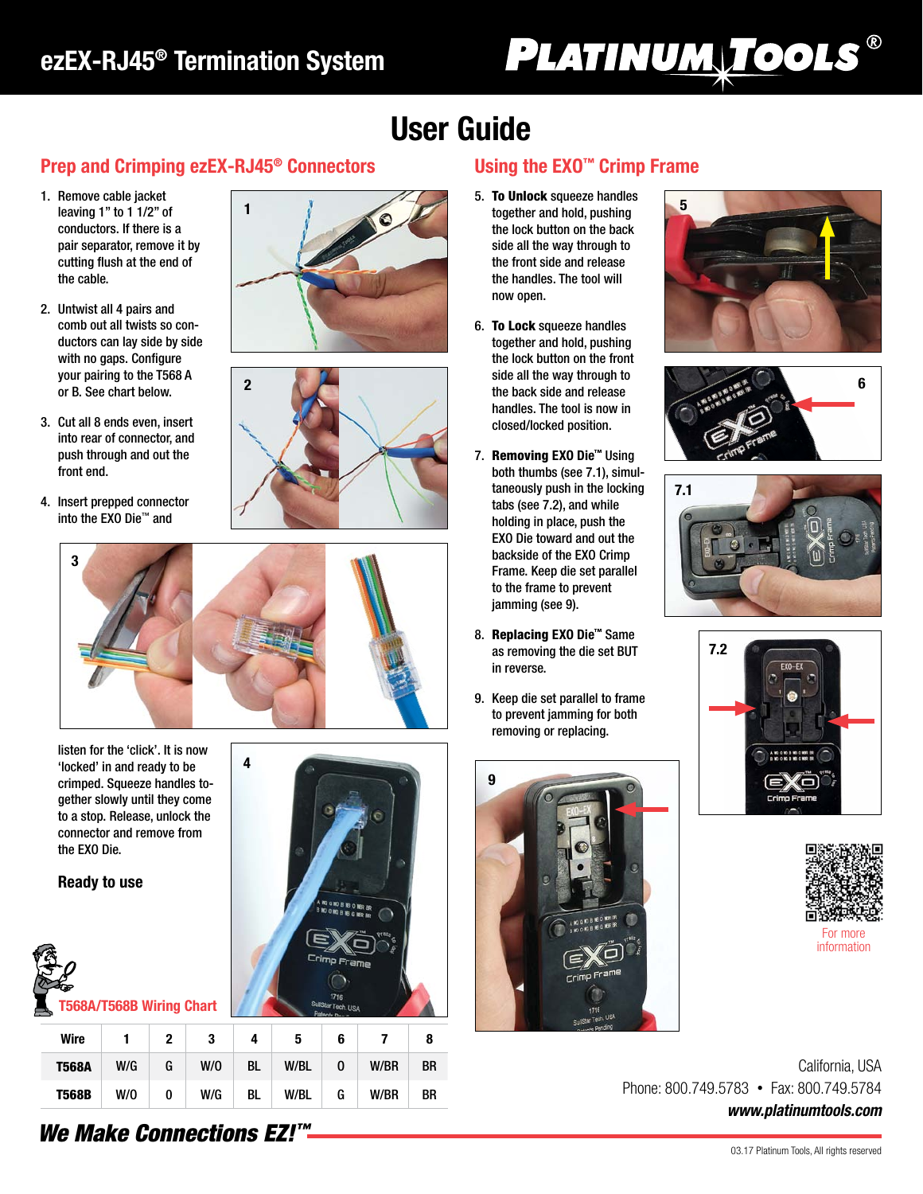# ezEX-RJ45® Termination System

PLATINUM TOOLS®

# User Guide

## Prep and Crimping ezEX-RJ45® Connectors

1. Remove cable jacket leaving 1" to 1 1/2" of conductors. If there is a pair separator, remove it by cutting flush at the end of the cable.
2. Untwist all 4 pairs and comb out all twists so conductors can lay side by side with no gaps. Configure your pairing to the T568 A or B. See chart below.
3. Cut all 8 ends even, insert into rear of connector, and push through and out the front end.
4. Insert prepped connector into the EXO Die™ and listen for the 'click'. It is now 'locked' in and ready to be crimped. Squeeze handles together slowly until they come to a stop. Release, unlock the connector and remove from the EXO Die.

**Ready to use**

### T568A/T568B Wiring Chart

| Wire | 1 | 2 | 3 | 4 | 5 | 6 | 7 | 8 |
|---|---|---|---|---|---|---|---|---|
| **T568A** | W/G | G | W/O | BL | W/BL | O | W/BR | BR |
| **T568B** | W/O | O | W/G | BL | W/BL | G | W/BR | BR |

## Using the EXO™ Crimp Frame

5. **To Unlock** squeeze handles together and hold, pushing the lock button on the back side all the way through to the front side and release the handles. The tool will now open.
6. **To Lock** squeeze handles together and hold, pushing the lock button on the front side all the way through to the back side and release handles. The tool is now in closed/locked position.
7. **Removing EXO Die™** Using both thumbs (see 7.1), simultaneously push in the locking tabs (see 7.2), and while holding in place, push the EXO Die toward and out the backside of the EXO Crimp Frame. Keep die set parallel to the frame to prevent jamming (see 9).
8. **Replacing EXO Die™** Same as removing the die set BUT in reverse.
9. Keep die set parallel to frame to prevent jamming for both removing or replacing.

For more information

California, USA
Phone: 800.749.5783 • Fax: 800.749.5784
***www.platinumtools.com***

***We Make Connections EZ!™***

03.17 Platinum Tools, All rights reserved